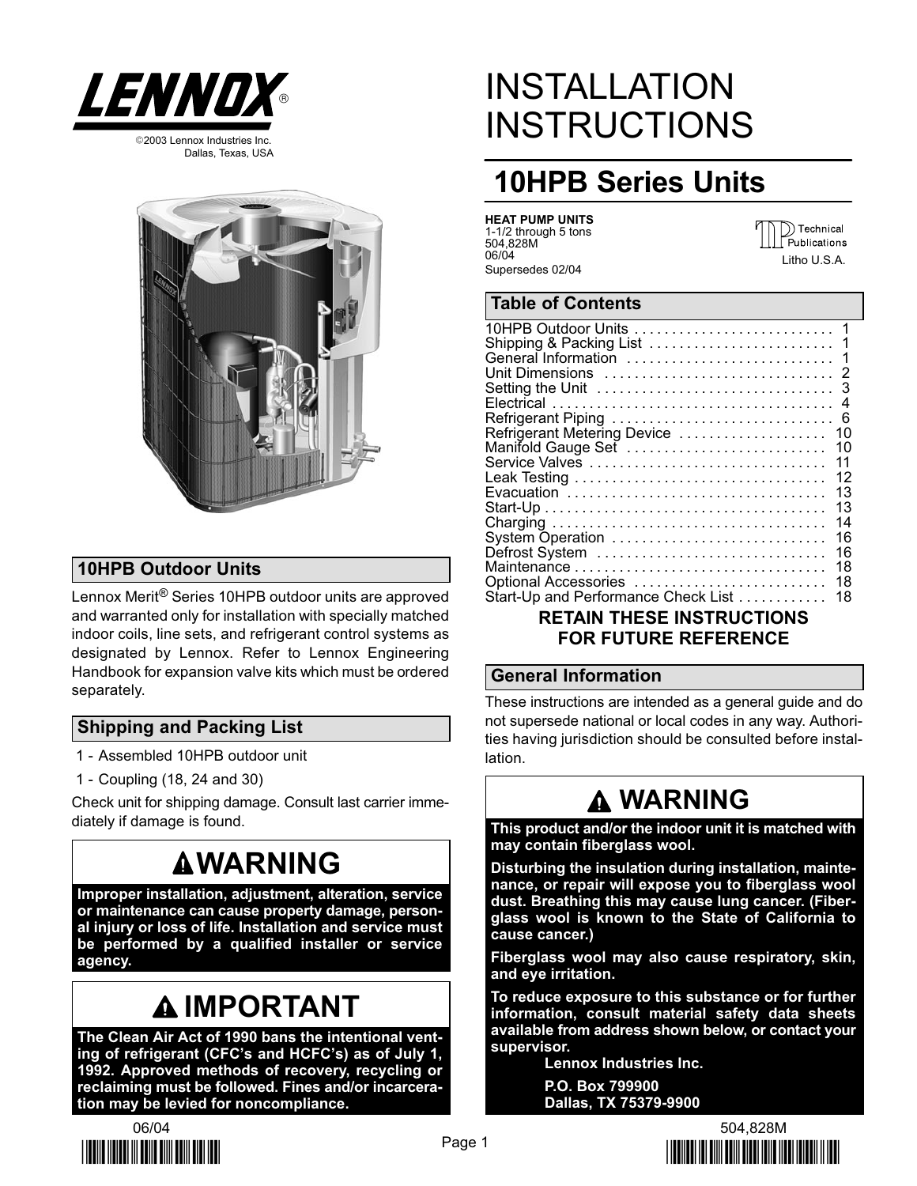LENNOX®

©2003 Lennox Industries Inc.
Dallas, Texas, USA

# INSTALLATION INSTRUCTIONS

## 10HPB Series Units

**HEAT PUMP UNITS**
1-1/2 through 5 tons
504,828M
06/04
Supersedes 02/04

Technical Publications
Litho U.S.A.

### Table of Contents

| Section | Page |
|---|---|
| 10HPB Outdoor Units | 1 |
| Shipping & Packing List | 1 |
| General Information | 1 |
| Unit Dimensions | 2 |
| Setting the Unit | 3 |
| Electrical | 4 |
| Refrigerant Piping | 6 |
| Refrigerant Metering Device | 10 |
| Manifold Gauge Set | 10 |
| Service Valves | 11 |
| Leak Testing | 12 |
| Evacuation | 13 |
| Start-Up | 13 |
| Charging | 14 |
| System Operation | 16 |
| Defrost System | 16 |
| Maintenance | 18 |
| Optional Accessories | 18 |
| Start-Up and Performance Check List | 18 |

**RETAIN THESE INSTRUCTIONS FOR FUTURE REFERENCE**

### 10HPB Outdoor Units

Lennox Merit® Series 10HPB outdoor units are approved and warranted only for installation with specially matched indoor coils, line sets, and refrigerant control systems as designated by Lennox. Refer to Lennox Engineering Handbook for expansion valve kits which must be ordered separately.

### Shipping and Packing List

1 - Assembled 10HPB outdoor unit

1 - Coupling (18, 24 and 30)

Check unit for shipping damage. Consult last carrier immediately if damage is found.

### General Information

These instructions are intended as a general guide and do not supersede national or local codes in any way. Authorities having jurisdiction should be consulted before installation.

**⚠ WARNING**

**Improper installation, adjustment, alteration, service or maintenance can cause property damage, personal injury or loss of life. Installation and service must be performed by a qualified installer or service agency.**

**⚠ IMPORTANT**

**The Clean Air Act of 1990 bans the intentional venting of refrigerant (CFC's and HCFC's) as of July 1, 1992. Approved methods of recovery, recycling or reclaiming must be followed. Fines and/or incarceration may be levied for noncompliance.**

**⚠ WARNING**

**This product and/or the indoor unit it is matched with may contain fiberglass wool.**

**Disturbing the insulation during installation, maintenance, or repair will expose you to fiberglass wool dust. Breathing this may cause lung cancer. (Fiberglass wool is known to the State of California to cause cancer.)**

**Fiberglass wool may also cause respiratory, skin, and eye irritation.**

**To reduce exposure to this substance or for further information, consult material safety data sheets available from address shown below, or contact your supervisor.**

**Lennox Industries Inc.**

**P.O. Box 799900**
**Dallas, TX 75379-9900**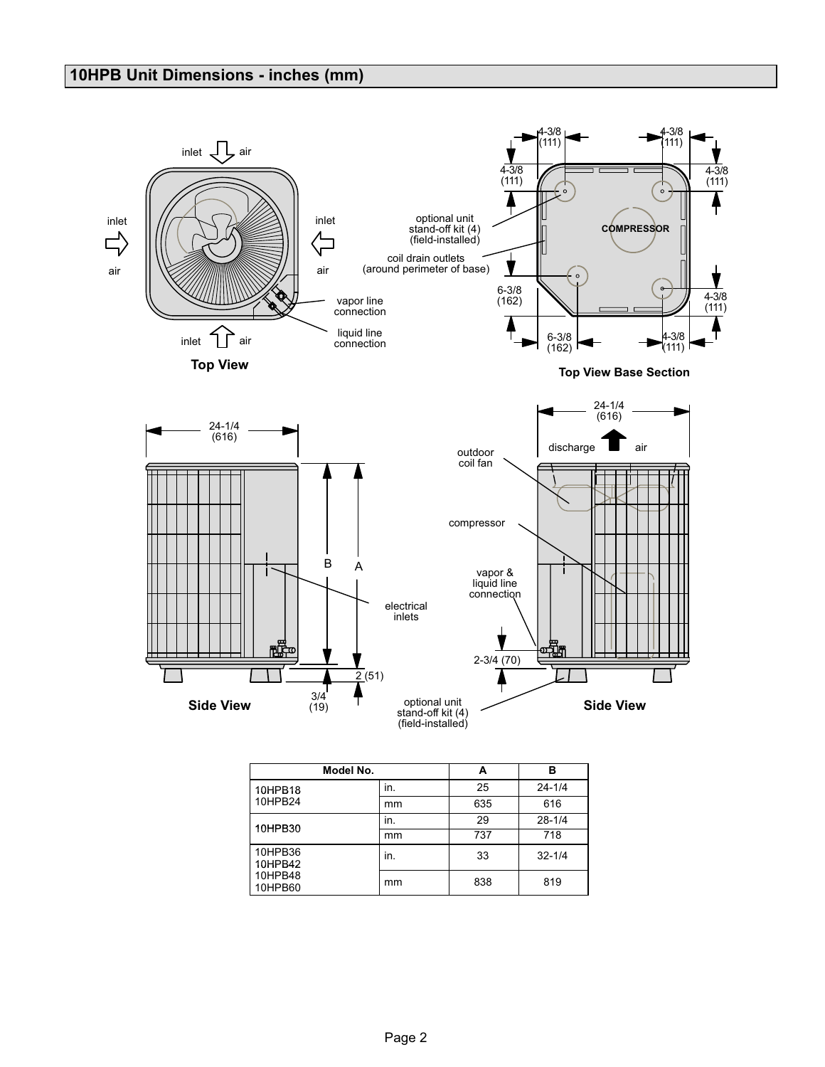## 10HPB Unit Dimensions - inches (mm)

**Top View**

inlet air

inlet air

inlet air

inlet air

vapor line connection

liquid line connection

**Top View Base Section**

4-3/8 (111)

4-3/8 (111)

4-3/8 (111)

4-3/8 (111)

optional unit stand-off kit (4) (field-installed)

COMPRESSOR

coil drain outlets (around perimeter of base)

6-3/8 (162)

4-3/8 (111)

6-3/8 (162)

4-3/8 (111)

**Side View**

24-1/4 (616)

B

A

electrical inlets

2 (51)

3/4 (19)

**Side View**

24-1/4 (616)

discharge air

outdoor coil fan

compressor

vapor & liquid line connection

2-3/4 (70)

optional unit stand-off kit (4) (field-installed)

| Model No. | | A | B |
|---|---|---|---|
| 10HPB18<br>10HPB24 | in. | 25 | 24-1/4 |
| | mm | 635 | 616 |
| 10HPB30 | in. | 29 | 28-1/4 |
| | mm | 737 | 718 |
| 10HPB36<br>10HPB42<br>10HPB48<br>10HPB60 | in. | 33 | 32-1/4 |
| | mm | 838 | 819 |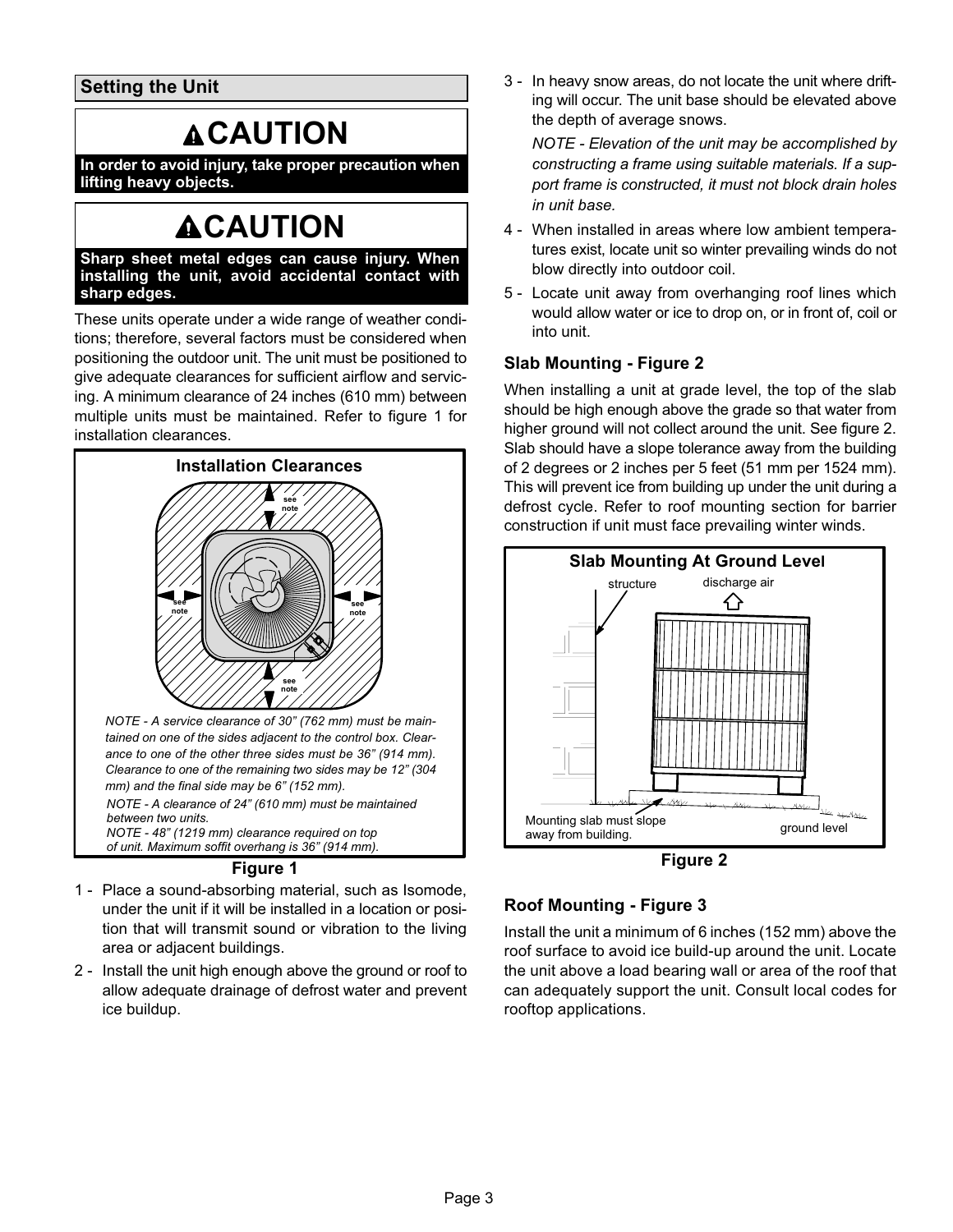## Setting the Unit

**⚠CAUTION**

**In order to avoid injury, take proper precaution when lifting heavy objects.**

**⚠CAUTION**

**Sharp sheet metal edges can cause injury. When installing the unit, avoid accidental contact with sharp edges.**

These units operate under a wide range of weather conditions; therefore, several factors must be considered when positioning the outdoor unit. The unit must be positioned to give adequate clearances for sufficient airflow and servicing. A minimum clearance of 24 inches (610 mm) between multiple units must be maintained. Refer to figure 1 for installation clearances.

**Installation Clearances**

*NOTE - A service clearance of 30" (762 mm) must be maintained on one of the sides adjacent to the control box. Clearance to one of the other three sides must be 36" (914 mm). Clearance to one of the remaining two sides may be 12" (304 mm) and the final side may be 6" (152 mm).*

*NOTE - A clearance of 24" (610 mm) must be maintained between two units.*

*NOTE - 48" (1219 mm) clearance required on top of unit. Maximum soffit overhang is 36" (914 mm).*

**Figure 1**

1 - Place a sound-absorbing material, such as Isomode, under the unit if it will be installed in a location or position that will transmit sound or vibration to the living area or adjacent buildings.

2 - Install the unit high enough above the ground or roof to allow adequate drainage of defrost water and prevent ice buildup.

3 - In heavy snow areas, do not locate the unit where drifting will occur. The unit base should be elevated above the depth of average snows.

*NOTE - Elevation of the unit may be accomplished by constructing a frame using suitable materials. If a support frame is constructed, it must not block drain holes in unit base.*

4 - When installed in areas where low ambient temperatures exist, locate unit so winter prevailing winds do not blow directly into outdoor coil.

5 - Locate unit away from overhanging roof lines which would allow water or ice to drop on, or in front of, coil or into unit.

### Slab Mounting - Figure 2

When installing a unit at grade level, the top of the slab should be high enough above the grade so that water from higher ground will not collect around the unit. See figure 2. Slab should have a slope tolerance away from the building of 2 degrees or 2 inches per 5 feet (51 mm per 1524 mm). This will prevent ice from building up under the unit during a defrost cycle. Refer to roof mounting section for barrier construction if unit must face prevailing winter winds.

**Slab Mounting At Ground Level**

structure — discharge air — Mounting slab must slope away from building. — ground level

**Figure 2**

### Roof Mounting - Figure 3

Install the unit a minimum of 6 inches (152 mm) above the roof surface to avoid ice build-up around the unit. Locate the unit above a load bearing wall or area of the roof that can adequately support the unit. Consult local codes for rooftop applications.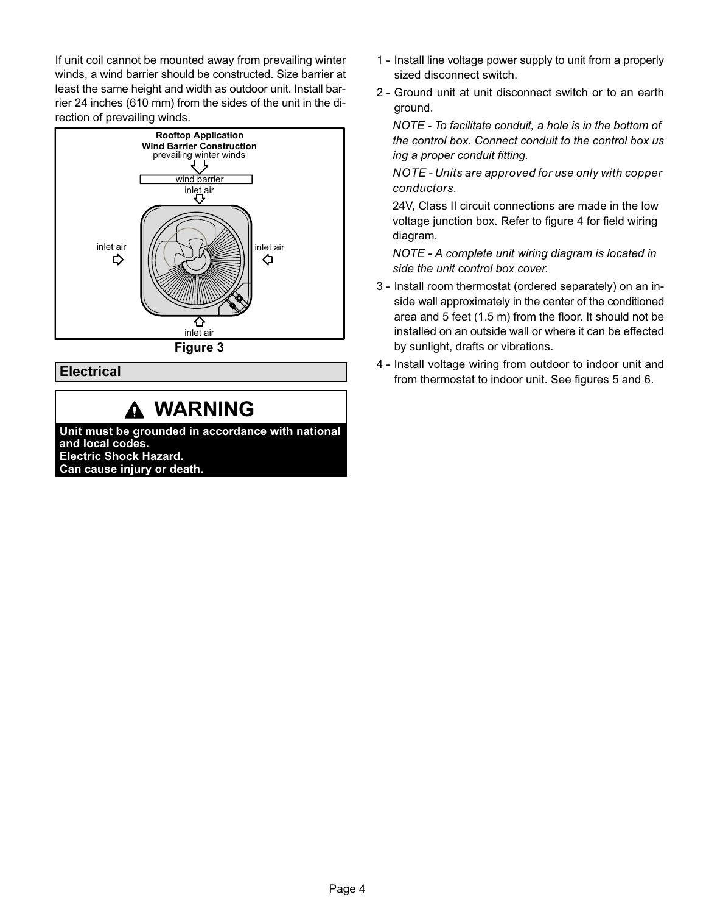If unit coil cannot be mounted away from prevailing winter winds, a wind barrier should be constructed. Size barrier at least the same height and width as outdoor unit. Install barrier 24 inches (610 mm) from the sides of the unit in the direction of prevailing winds.

**Rooftop Application**
**Wind Barrier Construction**

prevailing winter winds

wind barrier

inlet air

inlet air

inlet air

inlet air

**Figure 3**

## Electrical

> **⚠ WARNING**
>
> **Unit must be grounded in accordance with national and local codes.**
> **Electric Shock Hazard.**
> **Can cause injury or death.**

1 - Install line voltage power supply to unit from a properly sized disconnect switch.

2 - Ground unit at unit disconnect switch or to an earth ground.

   *NOTE - To facilitate conduit, a hole is in the bottom of the control box. Connect conduit to the control box using a proper conduit fitting.*

   *NOTE - Units are approved for use only with copper conductors.*

   24V, Class II circuit connections are made in the low voltage junction box. Refer to figure 4 for field wiring diagram.

   *NOTE - A complete unit wiring diagram is located inside the unit control box cover.*

3 - Install room thermostat (ordered separately) on an inside wall approximately in the center of the conditioned area and 5 feet (1.5 m) from the floor. It should not be installed on an outside wall or where it can be effected by sunlight, drafts or vibrations.

4 - Install voltage wiring from outdoor to indoor unit and from thermostat to indoor unit. See figures 5 and 6.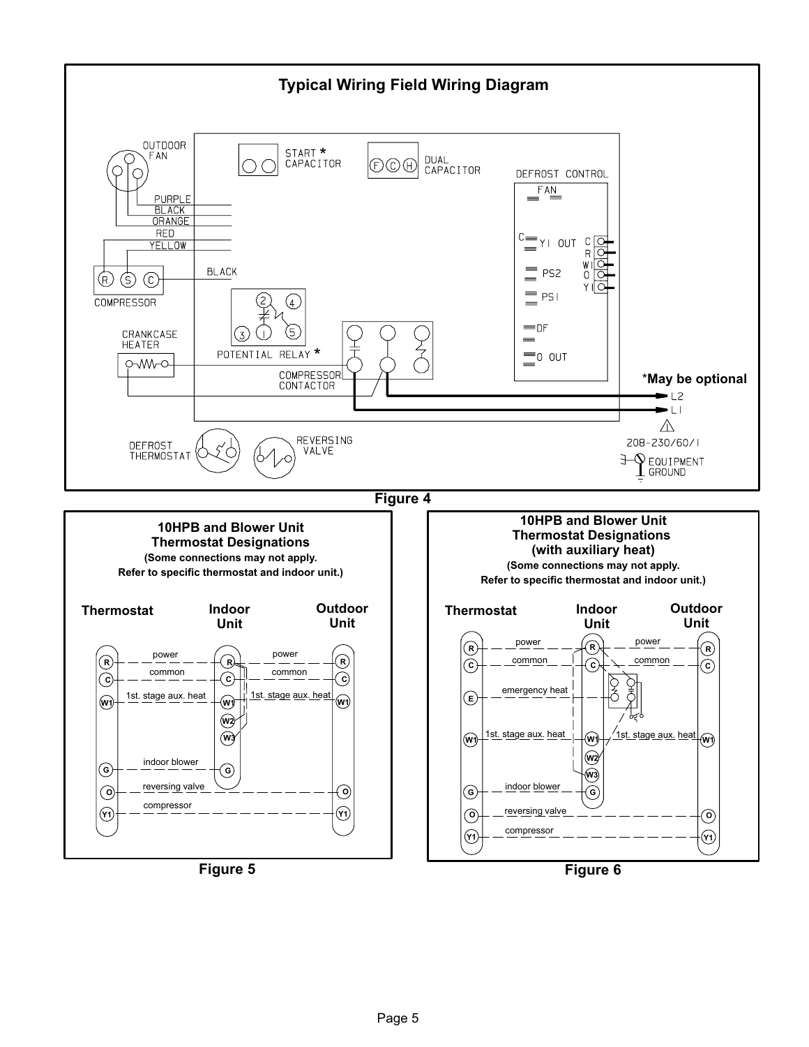## Typical Wiring Field Wiring Diagram

OUTDOOR FAN

START * CAPACITOR

DUAL CAPACITOR

DEFROST CONTROL

PURPLE

BLACK

ORANGE

RED

YELLOW

BLACK

COMPRESSOR

CRANKCASE HEATER

POTENTIAL RELAY *

COMPRESSOR CONTACTOR

DEFROST THERMOSTAT

REVERSING VALVE

FAN

Y1 OUT

PS2

PS1

DF

O OUT

C R W1 O Y1

***May be optional**

L2

L1

208-230/60/1

EQUIPMENT GROUND

**Figure 4**

### 10HPB and Blower Unit Thermostat Designations

**(Some connections may not apply. Refer to specific thermostat and indoor unit.)**

| Thermostat | | Indoor Unit | | Outdoor Unit |
|---|---|---|---|---|
| R | power | R | power | R |
| C | common | C | common | C |
| W1 | 1st. stage aux. heat | W1 | 1st. stage aux. heat | W1 |
| | | W2 | | |
| | | W3 | | |
| G | indoor blower | G | | |
| O | reversing valve | | | O |
| Y1 | compressor | | | Y1 |

**Figure 5**

### 10HPB and Blower Unit Thermostat Designations (with auxiliary heat)

**(Some connections may not apply. Refer to specific thermostat and indoor unit.)**

| Thermostat | | Indoor Unit | | Outdoor Unit |
|---|---|---|---|---|
| R | power | R | power | R |
| C | common | C | common | C |
| E | emergency heat | | | |
| W1 | 1st. stage aux. heat | W1 | 1st. stage aux. heat | W1 |
| | | W2 | | |
| | | W3 | | |
| G | indoor blower | G | | |
| O | reversing valve | | | O |
| Y1 | compressor | | | Y1 |

**Figure 6**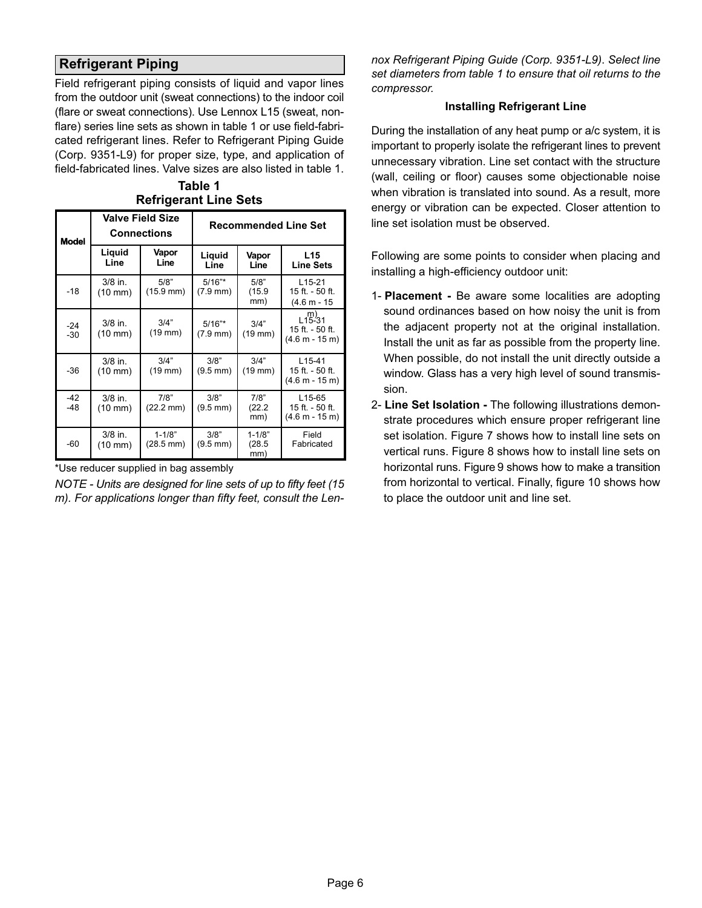## Refrigerant Piping

Field refrigerant piping consists of liquid and vapor lines from the outdoor unit (sweat connections) to the indoor coil (flare or sweat connections). Use Lennox L15 (sweat, non-flare) series line sets as shown in table 1 or use field-fabricated refrigerant lines. Refer to Refrigerant Piping Guide (Corp. 9351-L9) for proper size, type, and application of field-fabricated lines. Valve sizes are also listed in table 1.

**Table 1**
**Refrigerant Line Sets**

| Model | Valve Field Size Connections | | Recommended Line Set | | |
|---|---|---|---|---|---|
| | Liquid Line | Vapor Line | Liquid Line | Vapor Line | L15 Line Sets |
| -18 | 3/8 in. (10 mm) | 5/8" (15.9 mm) | 5/16"* (7.9 mm) | 5/8" (15.9 mm) | L15-21 15 ft. - 50 ft. (4.6 m - 15 m) |
| -24 -30 | 3/8 in. (10 mm) | 3/4" (19 mm) | 5/16"* (7.9 mm) | 3/4" (19 mm) | L15-31 15 ft. - 50 ft. (4.6 m - 15 m) |
| -36 | 3/8 in. (10 mm) | 3/4" (19 mm) | 3/8" (9.5 mm) | 3/4" (19 mm) | L15-41 15 ft. - 50 ft. (4.6 m - 15 m) |
| -42 -48 | 3/8 in. (10 mm) | 7/8" (22.2 mm) | 3/8" (9.5 mm) | 7/8" (22.2 mm) | L15-65 15 ft. - 50 ft. (4.6 m - 15 m) |
| -60 | 3/8 in. (10 mm) | 1-1/8" (28.5 mm) | 3/8" (9.5 mm) | 1-1/8" (28.5 mm) | Field Fabricated |

*Use reducer supplied in bag assembly

*NOTE - Units are designed for line sets of up to fifty feet (15 m). For applications longer than fifty feet, consult the Lennox Refrigerant Piping Guide (Corp. 9351-L9). Select line set diameters from table 1 to ensure that oil returns to the compressor.*

### Installing Refrigerant Line

During the installation of any heat pump or a/c system, it is important to properly isolate the refrigerant lines to prevent unnecessary vibration. Line set contact with the structure (wall, ceiling or floor) causes some objectionable noise when vibration is translated into sound. As a result, more energy or vibration can be expected. Closer attention to line set isolation must be observed.

Following are some points to consider when placing and installing a high-efficiency outdoor unit:

1- **Placement -** Be aware some localities are adopting sound ordinances based on how noisy the unit is from the adjacent property not at the original installation. Install the unit as far as possible from the property line. When possible, do not install the unit directly outside a window. Glass has a very high level of sound transmission.

2- **Line Set Isolation -** The following illustrations demonstrate procedures which ensure proper refrigerant line set isolation. Figure 7 shows how to install line sets on vertical runs. Figure 8 shows how to install line sets on horizontal runs. Figure 9 shows how to make a transition from horizontal to vertical. Finally, figure 10 shows how to place the outdoor unit and line set.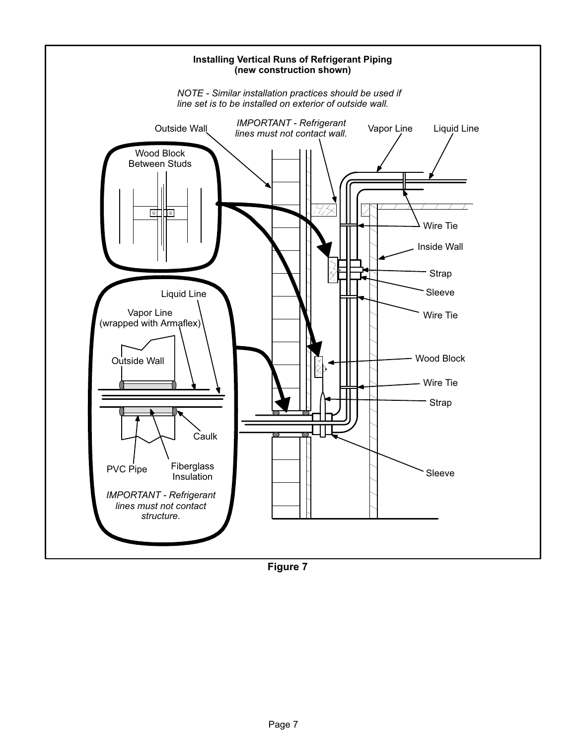**Installing Vertical Runs of Refrigerant Piping (new construction shown)**

*NOTE - Similar installation practices should be used if line set is to be installed on exterior of outside wall.*

Outside Wall

*IMPORTANT - Refrigerant lines must not contact wall.*

Vapor Line

Liquid Line

Wood Block Between Studs

Wire Tie

Inside Wall

Strap

Sleeve

Wire Tie

Liquid Line

Vapor Line (wrapped with Armaflex)

Outside Wall

Wood Block

Wire Tie

Strap

Caulk

PVC Pipe

Fiberglass Insulation

Sleeve

*IMPORTANT - Refrigerant lines must not contact structure.*

**Figure 7**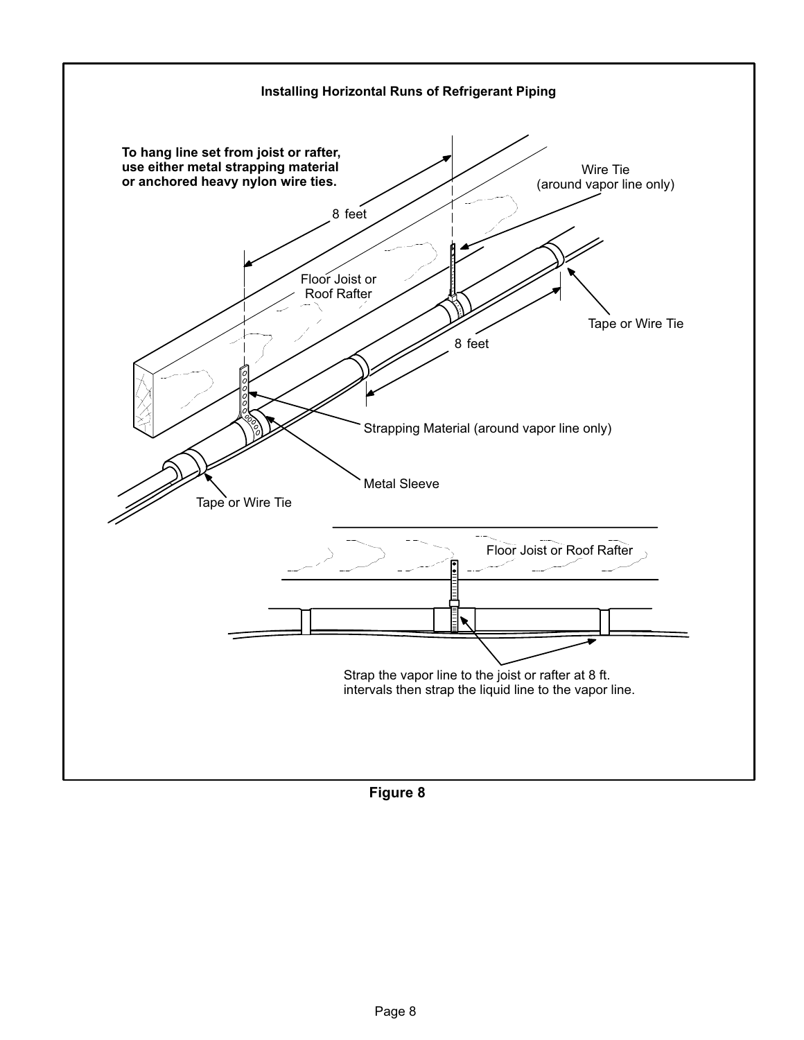**Installing Horizontal Runs of Refrigerant Piping**

**To hang line set from joist or rafter, use either metal strapping material or anchored heavy nylon wire ties.**

8 feet

Wire Tie (around vapor line only)

Floor Joist or Roof Rafter

Tape or Wire Tie

8 feet

Strapping Material (around vapor line only)

Metal Sleeve

Tape or Wire Tie

Floor Joist or Roof Rafter

Strap the vapor line to the joist or rafter at 8 ft. intervals then strap the liquid line to the vapor line.

**Figure 8**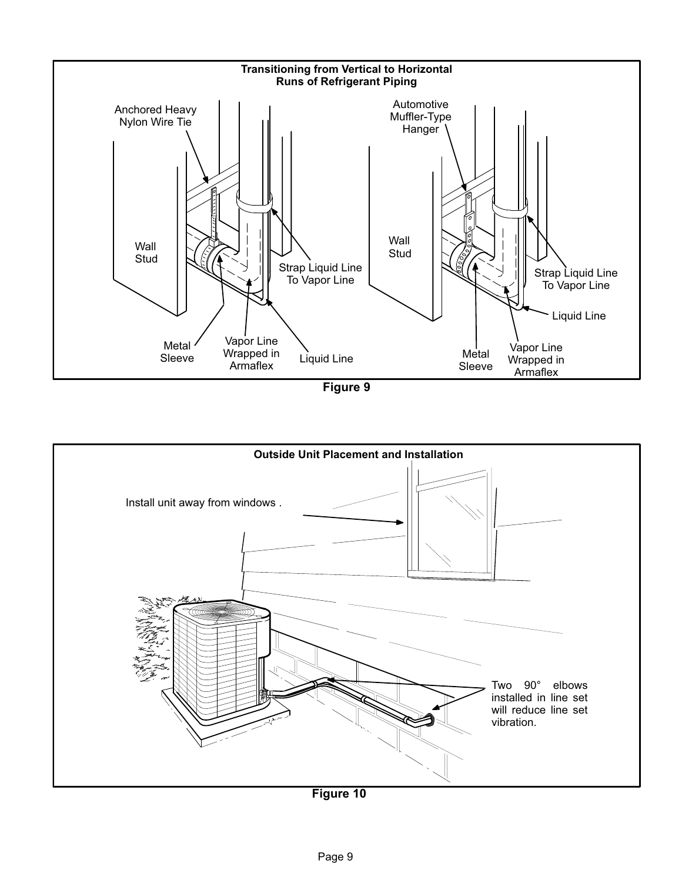**Transitioning from Vertical to Horizontal Runs of Refrigerant Piping**

Anchored Heavy Nylon Wire Tie

Wall Stud

Strap Liquid Line To Vapor Line

Metal Sleeve

Vapor Line Wrapped in Armaflex

Liquid Line

Automotive Muffler-Type Hanger

Wall Stud

Strap Liquid Line To Vapor Line

Liquid Line

Metal Sleeve

Vapor Line Wrapped in Armaflex

**Figure 9**

**Outside Unit Placement and Installation**

Install unit away from windows .

Two 90° elbows installed in line set will reduce line set vibration.

**Figure 10**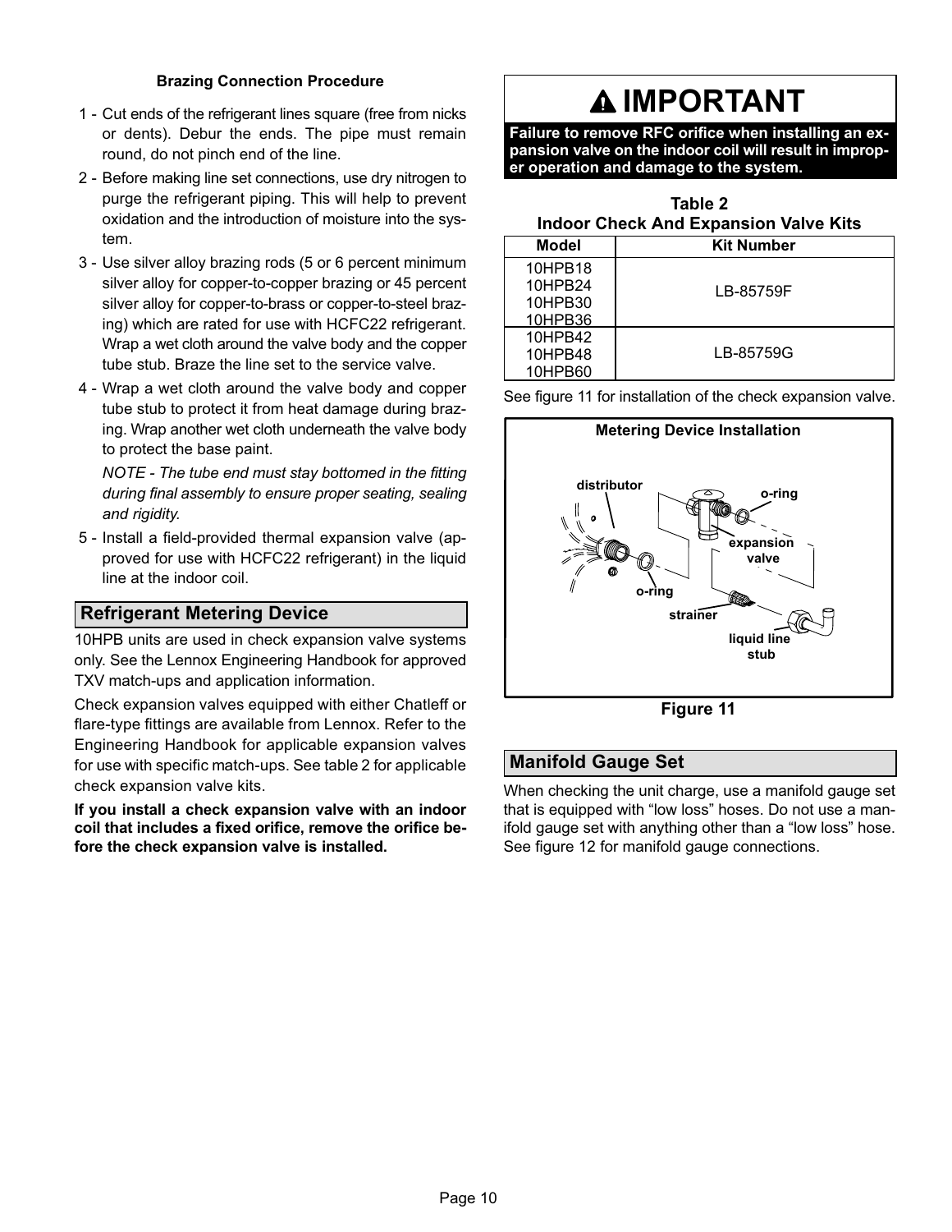**Brazing Connection Procedure**

1 - Cut ends of the refrigerant lines square (free from nicks or dents). Debur the ends. The pipe must remain round, do not pinch end of the line.

2 - Before making line set connections, use dry nitrogen to purge the refrigerant piping. This will help to prevent oxidation and the introduction of moisture into the system.

3 - Use silver alloy brazing rods (5 or 6 percent minimum silver alloy for copper-to-copper brazing or 45 percent silver alloy for copper-to-brass or copper-to-steel brazing) which are rated for use with HCFC22 refrigerant. Wrap a wet cloth around the valve body and the copper tube stub. Braze the line set to the service valve.

4 - Wrap a wet cloth around the valve body and copper tube stub to protect it from heat damage during brazing. Wrap another wet cloth underneath the valve body to protect the base paint.

   *NOTE - The tube end must stay bottomed in the fitting during final assembly to ensure proper seating, sealing and rigidity.*

5 - Install a field-provided thermal expansion valve (approved for use with HCFC22 refrigerant) in the liquid line at the indoor coil.

## Refrigerant Metering Device

10HPB units are used in check expansion valve systems only. See the Lennox Engineering Handbook for approved TXV match-ups and application information.

Check expansion valves equipped with either Chatleff or flare-type fittings are available from Lennox. Refer to the Engineering Handbook for applicable expansion valves for use with specific match-ups. See table 2 for applicable check expansion valve kits.

**If you install a check expansion valve with an indoor coil that includes a fixed orifice, remove the orifice before the check expansion valve is installed.**

## ⚠ IMPORTANT

**Failure to remove RFC orifice when installing an expansion valve on the indoor coil will result in improper operation and damage to the system.**

**Table 2**
**Indoor Check And Expansion Valve Kits**

| Model | Kit Number |
|---|---|
| 10HPB18<br>10HPB24<br>10HPB30<br>10HPB36 | LB-85759F |
| 10HPB42<br>10HPB48<br>10HPB60 | LB-85759G |

See figure 11 for installation of the check expansion valve.

**Metering Device Installation**

distributor, o-ring, expansion valve, o-ring, strainer, liquid line stub

**Figure 11**

## Manifold Gauge Set

When checking the unit charge, use a manifold gauge set that is equipped with “low loss” hoses. Do not use a manifold gauge set with anything other than a “low loss” hose. See figure 12 for manifold gauge connections.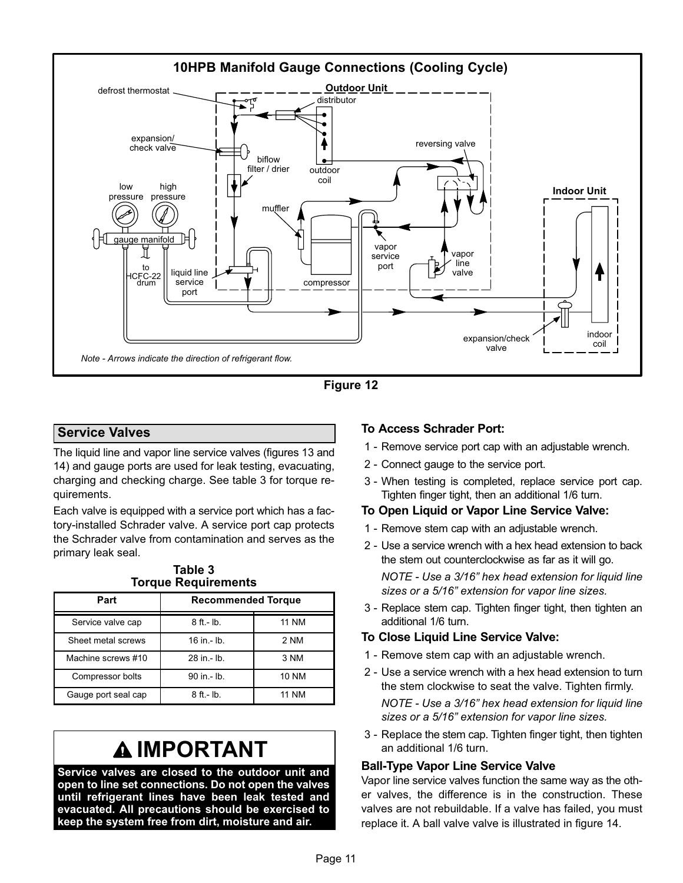**10HPB Manifold Gauge Connections (Cooling Cycle)**

defrost thermostat, Outdoor Unit, distributor, expansion/check valve, biflow filter / drier, outdoor coil, reversing valve, low pressure, high pressure, Indoor Unit, muffler, gauge manifold, to HCFC-22 drum, liquid line service port, vapor service port, vapor line valve, compressor, expansion/check valve, indoor coil

*Note - Arrows indicate the direction of refrigerant flow.*

**Figure 12**

## Service Valves

The liquid line and vapor line service valves (figures 13 and 14) and gauge ports are used for leak testing, evacuating, charging and checking charge. See table 3 for torque requirements.

Each valve is equipped with a service port which has a factory-installed Schrader valve. A service port cap protects the Schrader valve from contamination and serves as the primary leak seal.

**Table 3**
**Torque Requirements**

| Part | Recommended Torque | |
|---|---|---|
| Service valve cap | 8 ft.- lb. | 11 NM |
| Sheet metal screws | 16 in.- lb. | 2 NM |
| Machine screws #10 | 28 in.- lb. | 3 NM |
| Compressor bolts | 90 in.- lb. | 10 NM |
| Gauge port seal cap | 8 ft.- lb. | 11 NM |

## IMPORTANT

**Service valves are closed to the outdoor unit and open to line set connections. Do not open the valves until refrigerant lines have been leak tested and evacuated. All precautions should be exercised to keep the system free from dirt, moisture and air.**

### To Access Schrader Port:

1 - Remove service port cap with an adjustable wrench.

2 - Connect gauge to the service port.

3 - When testing is completed, replace service port cap. Tighten finger tight, then an additional 1/6 turn.

### To Open Liquid or Vapor Line Service Valve:

1 - Remove stem cap with an adjustable wrench.

2 - Use a service wrench with a hex head extension to back the stem out counterclockwise as far as it will go.

*NOTE - Use a 3/16” hex head extension for liquid line sizes or a 5/16” extension for vapor line sizes.*

3 - Replace stem cap. Tighten finger tight, then tighten an additional 1/6 turn.

### To Close Liquid Line Service Valve:

1 - Remove stem cap with an adjustable wrench.

2 - Use a service wrench with a hex head extension to turn the stem clockwise to seat the valve. Tighten firmly.

*NOTE - Use a 3/16” hex head extension for liquid line sizes or a 5/16” extension for vapor line sizes.*

3 - Replace the stem cap. Tighten finger tight, then tighten an additional 1/6 turn.

### Ball-Type Vapor Line Service Valve

Vapor line service valves function the same way as the other valves, the difference is in the construction. These valves are not rebuildable. If a valve has failed, you must replace it. A ball valve valve is illustrated in figure 14.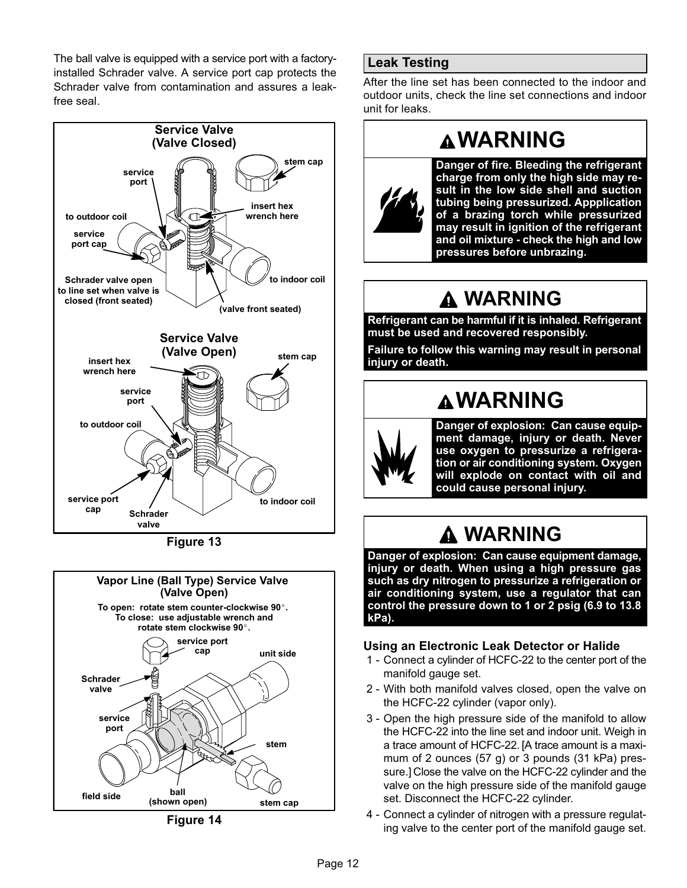The ball valve is equipped with a service port with a factory-installed Schrader valve. A service port cap protects the Schrader valve from contamination and assures a leak-free seal.

Service Valve (Valve Closed)

stem cap · service port · insert hex wrench here · to outdoor coil · service port cap · Schrader valve open to line set when valve is closed (front seated) · to indoor coil · (valve front seated)

Service Valve (Valve Open)

insert hex wrench here · stem cap · service port · to outdoor coil · service port cap · Schrader valve · to indoor coil

Figure 13

Vapor Line (Ball Type) Service Valve (Valve Open)

To open: rotate stem counter-clockwise 90°.
To close: use adjustable wrench and rotate stem clockwise 90°.

service port cap · unit side · Schrader valve · service port · stem · field side · ball (shown open) · stem cap

Figure 14

## Leak Testing

After the line set has been connected to the indoor and outdoor units, check the line set connections and indoor unit for leaks.

> **WARNING**
>
> **Danger of fire. Bleeding the refrigerant charge from only the high side may result in the low side shell and suction tubing being pressurized. Appplication of a brazing torch while pressurized may result in ignition of the refrigerant and oil mixture - check the high and low pressures before unbrazing.**

> **WARNING**
>
> **Refrigerant can be harmful if it is inhaled. Refrigerant must be used and recovered responsibly.**
>
> **Failure to follow this warning may result in personal injury or death.**

> **WARNING**
>
> **Danger of explosion: Can cause equipment damage, injury or death. Never use oxygen to pressurize a refrigeration or air conditioning system. Oxygen will explode on contact with oil and could cause personal injury.**

> **WARNING**
>
> **Danger of explosion: Can cause equipment damage, injury or death. When using a high pressure gas such as dry nitrogen to pressurize a refrigeration or air conditioning system, use a regulator that can control the pressure down to 1 or 2 psig (6.9 to 13.8 kPa).**

### Using an Electronic Leak Detector or Halide

1 - Connect a cylinder of HCFC-22 to the center port of the manifold gauge set.

2 - With both manifold valves closed, open the valve on the HCFC-22 cylinder (vapor only).

3 - Open the high pressure side of the manifold to allow the HCFC-22 into the line set and indoor unit. Weigh in a trace amount of HCFC-22. [A trace amount is a maximum of 2 ounces (57 g) or 3 pounds (31 kPa) pressure.] Close the valve on the HCFC-22 cylinder and the valve on the high pressure side of the manifold gauge set. Disconnect the HCFC-22 cylinder.

4 - Connect a cylinder of nitrogen with a pressure regulating valve to the center port of the manifold gauge set.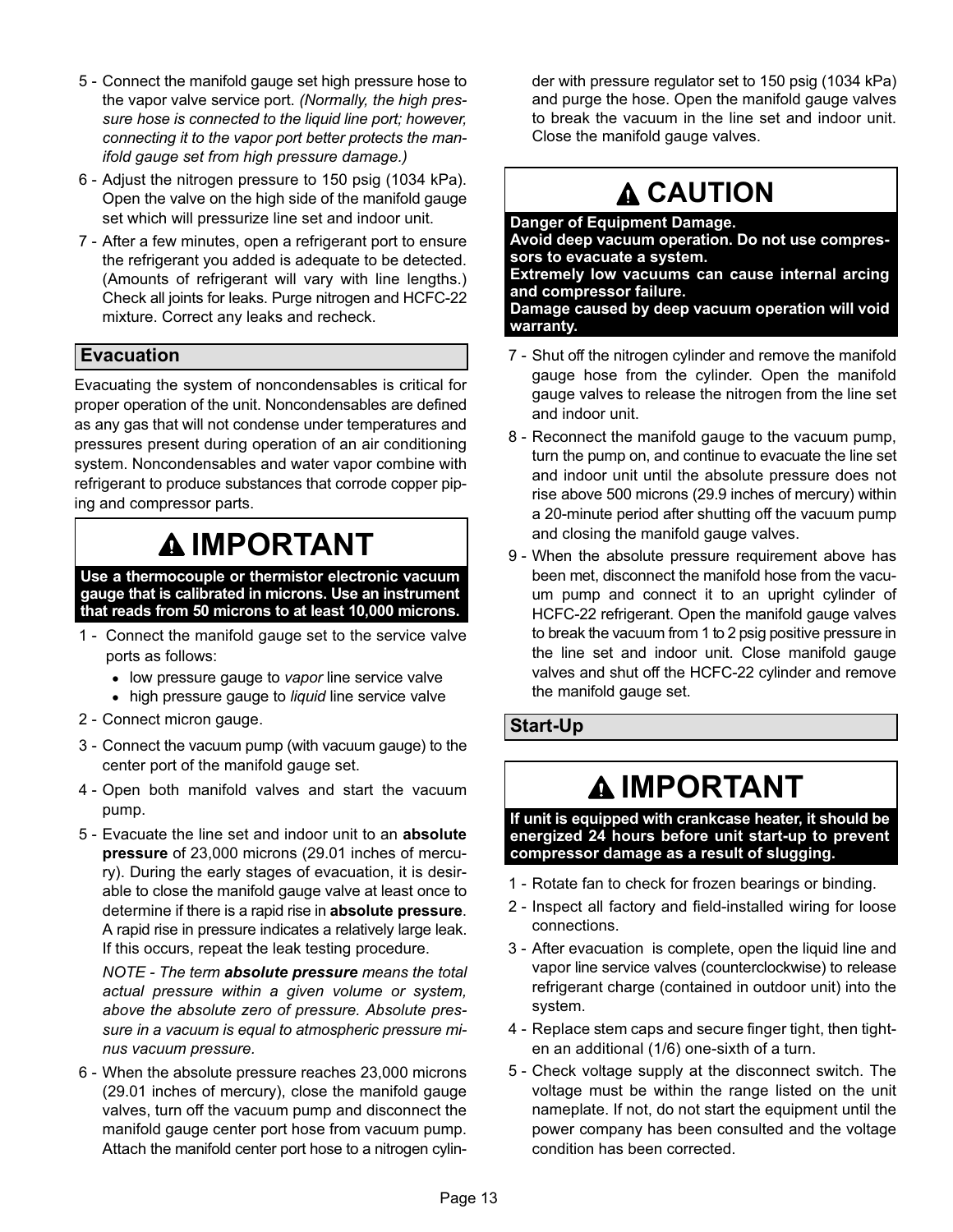5 - Connect the manifold gauge set high pressure hose to the vapor valve service port. *(Normally, the high pressure hose is connected to the liquid line port; however, connecting it to the vapor port better protects the manifold gauge set from high pressure damage.)*

6 - Adjust the nitrogen pressure to 150 psig (1034 kPa). Open the valve on the high side of the manifold gauge set which will pressurize line set and indoor unit.

7 - After a few minutes, open a refrigerant port to ensure the refrigerant you added is adequate to be detected. (Amounts of refrigerant will vary with line lengths.) Check all joints for leaks. Purge nitrogen and HCFC-22 mixture. Correct any leaks and recheck.

## Evacuation

Evacuating the system of noncondensables is critical for proper operation of the unit. Noncondensables are defined as any gas that will not condense under temperatures and pressures present during operation of an air conditioning system. Noncondensables and water vapor combine with refrigerant to produce substances that corrode copper piping and compressor parts.

> **IMPORTANT**
>
> **Use a thermocouple or thermistor electronic vacuum gauge that is calibrated in microns. Use an instrument that reads from 50 microns to at least 10,000 microns.**

1 - Connect the manifold gauge set to the service valve ports as follows:
- low pressure gauge to *vapor* line service valve
- high pressure gauge to *liquid* line service valve

2 - Connect micron gauge.

3 - Connect the vacuum pump (with vacuum gauge) to the center port of the manifold gauge set.

4 - Open both manifold valves and start the vacuum pump.

5 - Evacuate the line set and indoor unit to an **absolute pressure** of 23,000 microns (29.01 inches of mercury). During the early stages of evacuation, it is desirable to close the manifold gauge valve at least once to determine if there is a rapid rise in **absolute pressure**. A rapid rise in pressure indicates a relatively large leak. If this occurs, repeat the leak testing procedure.

*NOTE - The term **absolute pressure** means the total actual pressure within a given volume or system, above the absolute zero of pressure. Absolute pressure in a vacuum is equal to atmospheric pressure minus vacuum pressure.*

6 - When the absolute pressure reaches 23,000 microns (29.01 inches of mercury), close the manifold gauge valves, turn off the vacuum pump and disconnect the manifold gauge center port hose from vacuum pump. Attach the manifold center port hose to a nitrogen cylinder with pressure regulator set to 150 psig (1034 kPa) and purge the hose. Open the manifold gauge valves to break the vacuum in the line set and indoor unit. Close the manifold gauge valves.

> **CAUTION**
>
> **Danger of Equipment Damage.**
> **Avoid deep vacuum operation. Do not use compressors to evacuate a system.**
> **Extremely low vacuums can cause internal arcing and compressor failure.**
> **Damage caused by deep vacuum operation will void warranty.**

7 - Shut off the nitrogen cylinder and remove the manifold gauge hose from the cylinder. Open the manifold gauge valves to release the nitrogen from the line set and indoor unit.

8 - Reconnect the manifold gauge to the vacuum pump, turn the pump on, and continue to evacuate the line set and indoor unit until the absolute pressure does not rise above 500 microns (29.9 inches of mercury) within a 20-minute period after shutting off the vacuum pump and closing the manifold gauge valves.

9 - When the absolute pressure requirement above has been met, disconnect the manifold hose from the vacuum pump and connect it to an upright cylinder of HCFC-22 refrigerant. Open the manifold gauge valves to break the vacuum from 1 to 2 psig positive pressure in the line set and indoor unit. Close manifold gauge valves and shut off the HCFC-22 cylinder and remove the manifold gauge set.

## Start-Up

> **IMPORTANT**
>
> **If unit is equipped with crankcase heater, it should be energized 24 hours before unit start-up to prevent compressor damage as a result of slugging.**

1 - Rotate fan to check for frozen bearings or binding.

2 - Inspect all factory and field-installed wiring for loose connections.

3 - After evacuation is complete, open the liquid line and vapor line service valves (counterclockwise) to release refrigerant charge (contained in outdoor unit) into the system.

4 - Replace stem caps and secure finger tight, then tighten an additional (1/6) one-sixth of a turn.

5 - Check voltage supply at the disconnect switch. The voltage must be within the range listed on the unit nameplate. If not, do not start the equipment until the power company has been consulted and the voltage condition has been corrected.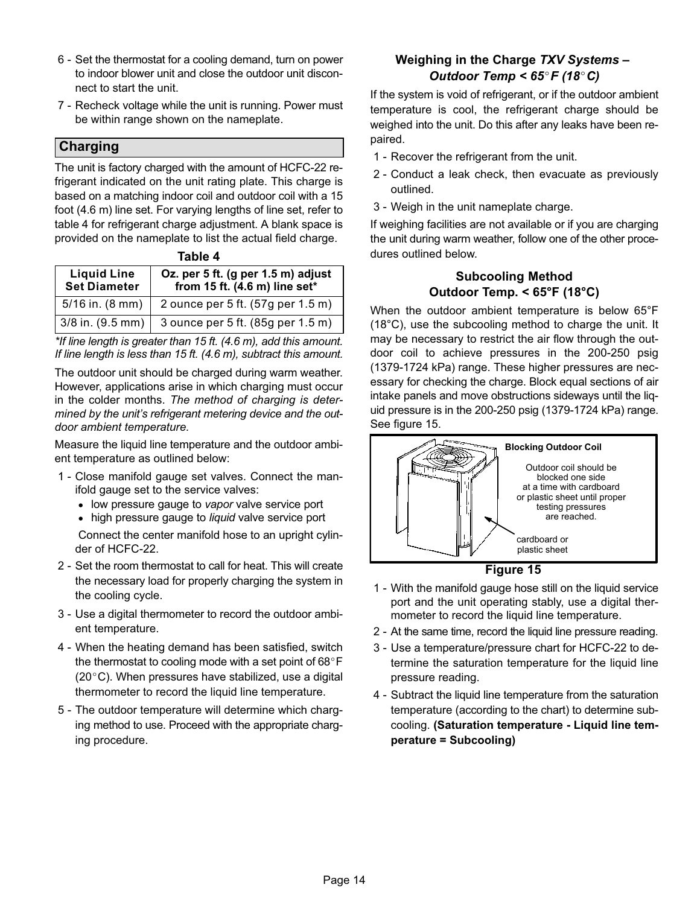6 - Set the thermostat for a cooling demand, turn on power to indoor blower unit and close the outdoor unit disconnect to start the unit.

7 - Recheck voltage while the unit is running. Power must be within range shown on the nameplate.

## Charging

The unit is factory charged with the amount of HCFC-22 refrigerant indicated on the unit rating plate. This charge is based on a matching indoor coil and outdoor coil with a 15 foot (4.6 m) line set. For varying lengths of line set, refer to table 4 for refrigerant charge adjustment. A blank space is provided on the nameplate to list the actual field charge.

**Table 4**

| Liquid Line Set Diameter | Oz. per 5 ft. (g per 1.5 m) adjust from 15 ft. (4.6 m) line set* |
|---|---|
| 5/16 in. (8 mm) | 2 ounce per 5 ft. (57g per 1.5 m) |
| 3/8 in. (9.5 mm) | 3 ounce per 5 ft. (85g per 1.5 m) |

*\*If line length is greater than 15 ft. (4.6 m), add this amount. If line length is less than 15 ft. (4.6 m), subtract this amount.*

The outdoor unit should be charged during warm weather. However, applications arise in which charging must occur in the colder months. *The method of charging is determined by the unit's refrigerant metering device and the outdoor ambient temperature.*

Measure the liquid line temperature and the outdoor ambient temperature as outlined below:

1 - Close manifold gauge set valves. Connect the manifold gauge set to the service valves:
   - low pressure gauge to *vapor* valve service port
   - high pressure gauge to *liquid* valve service port

   Connect the center manifold hose to an upright cylinder of HCFC-22.

2 - Set the room thermostat to call for heat. This will create the necessary load for properly charging the system in the cooling cycle.

3 - Use a digital thermometer to record the outdoor ambient temperature.

4 - When the heating demand has been satisfied, switch the thermostat to cooling mode with a set point of 68°F (20°C). When pressures have stabilized, use a digital thermometer to record the liquid line temperature.

5 - The outdoor temperature will determine which charging method to use. Proceed with the appropriate charging procedure.

### Weighing in the Charge *TXV Systems – Outdoor Temp < 65°F (18°C)*

If the system is void of refrigerant, or if the outdoor ambient temperature is cool, the refrigerant charge should be weighed into the unit. Do this after any leaks have been repaired.

1 - Recover the refrigerant from the unit.

2 - Conduct a leak check, then evacuate as previously outlined.

3 - Weigh in the unit nameplate charge.

If weighing facilities are not available or if you are charging the unit during warm weather, follow one of the other procedures outlined below.

### Subcooling Method Outdoor Temp. < 65°F (18°C)

When the outdoor ambient temperature is below 65°F (18°C), use the subcooling method to charge the unit. It may be necessary to restrict the air flow through the outdoor coil to achieve pressures in the 200-250 psig (1379-1724 kPa) range. These higher pressures are necessary for checking the charge. Block equal sections of air intake panels and move obstructions sideways until the liquid pressure is in the 200-250 psig (1379-1724 kPa) range. See figure 15.

Blocking Outdoor Coil

Outdoor coil should be blocked one side at a time with cardboard or plastic sheet until proper testing pressures are reached.

cardboard or plastic sheet

**Figure 15**

1 - With the manifold gauge hose still on the liquid service port and the unit operating stably, use a digital thermometer to record the liquid line temperature.

2 - At the same time, record the liquid line pressure reading.

3 - Use a temperature/pressure chart for HCFC-22 to determine the saturation temperature for the liquid line pressure reading.

4 - Subtract the liquid line temperature from the saturation temperature (according to the chart) to determine subcooling. **(Saturation temperature - Liquid line temperature = Subcooling)**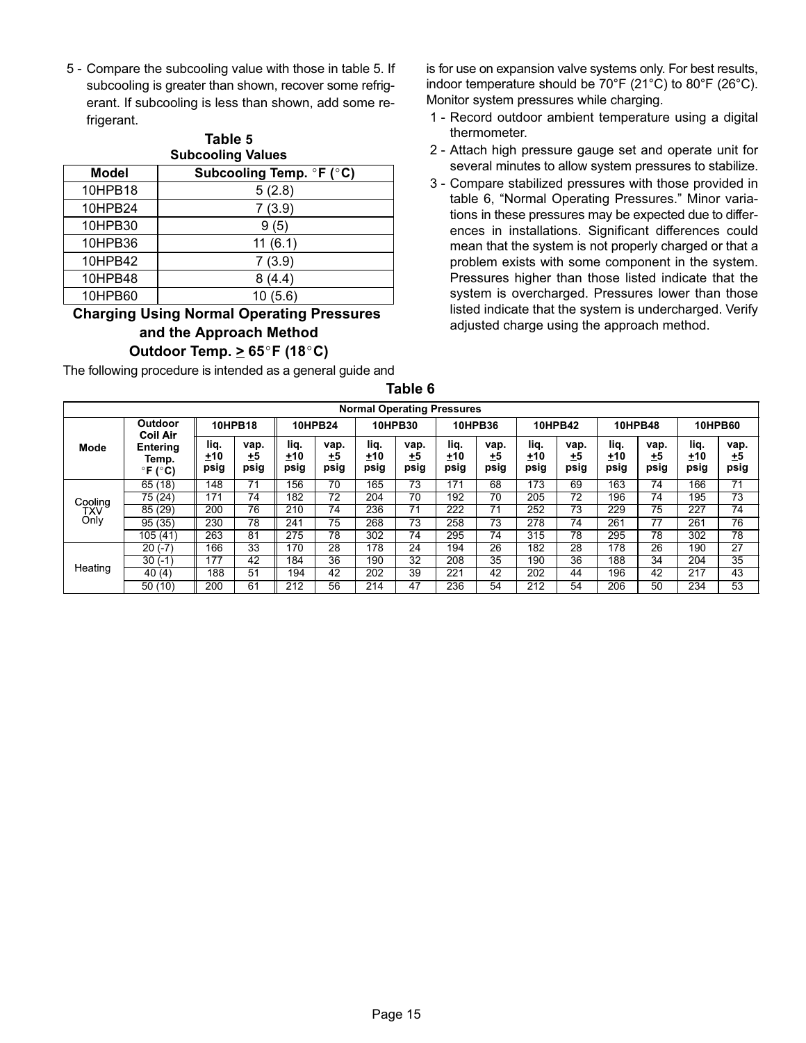5 - Compare the subcooling value with those in table 5. If subcooling is greater than shown, recover some refrigerant. If subcooling is less than shown, add some refrigerant.

**Table 5**
**Subcooling Values**

| Model | Subcooling Temp. °F (°C) |
|---|---|
| 10HPB18 | 5 (2.8) |
| 10HPB24 | 7 (3.9) |
| 10HPB30 | 9 (5) |
| 10HPB36 | 11 (6.1) |
| 10HPB42 | 7 (3.9) |
| 10HPB48 | 8 (4.4) |
| 10HPB60 | 10 (5.6) |

### Charging Using Normal Operating Pressures and the Approach Method Outdoor Temp. ≥ 65°F (18°C)

The following procedure is intended as a general guide and is for use on expansion valve systems only. For best results, indoor temperature should be 70°F (21°C) to 80°F (26°C). Monitor system pressures while charging.

1 - Record outdoor ambient temperature using a digital thermometer.

2 - Attach high pressure gauge set and operate unit for several minutes to allow system pressures to stabilize.

3 - Compare stabilized pressures with those provided in table 6, "Normal Operating Pressures." Minor variations in these pressures may be expected due to differences in installations. Significant differences could mean that the system is not properly charged or that a problem exists with some component in the system. Pressures higher than those listed indicate that the system is overcharged. Pressures lower than those listed indicate that the system is undercharged. Verify adjusted charge using the approach method.

**Table 6**
**Normal Operating Pressures**

| Mode | Outdoor Coil Air Entering Temp. °F (°C) | 10HPB18 | | 10HPB24 | | 10HPB30 | | 10HPB36 | | 10HPB42 | | 10HPB48 | | 10HPB60 | |
|---|---|---|---|---|---|---|---|---|---|---|---|---|---|---|---|
| | | liq. ±10 psig | vap. ±5 psig | liq. ±10 psig | vap. ±5 psig | liq. ±10 psig | vap. ±5 psig | liq. ±10 psig | vap. ±5 psig | liq. ±10 psig | vap. ±5 psig | liq. ±10 psig | vap. ±5 psig | liq. ±10 psig | vap. ±5 psig |
| Cooling TXV Only | 65 (18) | 148 | 71 | 156 | 70 | 165 | 73 | 171 | 68 | 173 | 69 | 163 | 74 | 166 | 71 |
| | 75 (24) | 171 | 74 | 182 | 72 | 204 | 70 | 192 | 70 | 205 | 72 | 196 | 74 | 195 | 73 |
| | 85 (29) | 200 | 76 | 210 | 74 | 236 | 71 | 222 | 71 | 252 | 73 | 229 | 75 | 227 | 74 |
| | 95 (35) | 230 | 78 | 241 | 75 | 268 | 73 | 258 | 73 | 278 | 74 | 261 | 77 | 261 | 76 |
| | 105 (41) | 263 | 81 | 275 | 78 | 302 | 74 | 295 | 74 | 315 | 78 | 295 | 78 | 302 | 78 |
| Heating | 20 (-7) | 166 | 33 | 170 | 28 | 178 | 24 | 194 | 26 | 182 | 28 | 178 | 26 | 190 | 27 |
| | 30 (-1) | 177 | 42 | 184 | 36 | 190 | 32 | 208 | 35 | 190 | 36 | 188 | 34 | 204 | 35 |
| | 40 (4) | 188 | 51 | 194 | 42 | 202 | 39 | 221 | 42 | 202 | 44 | 196 | 42 | 217 | 43 |
| | 50 (10) | 200 | 61 | 212 | 56 | 214 | 47 | 236 | 54 | 212 | 54 | 206 | 50 | 234 | 53 |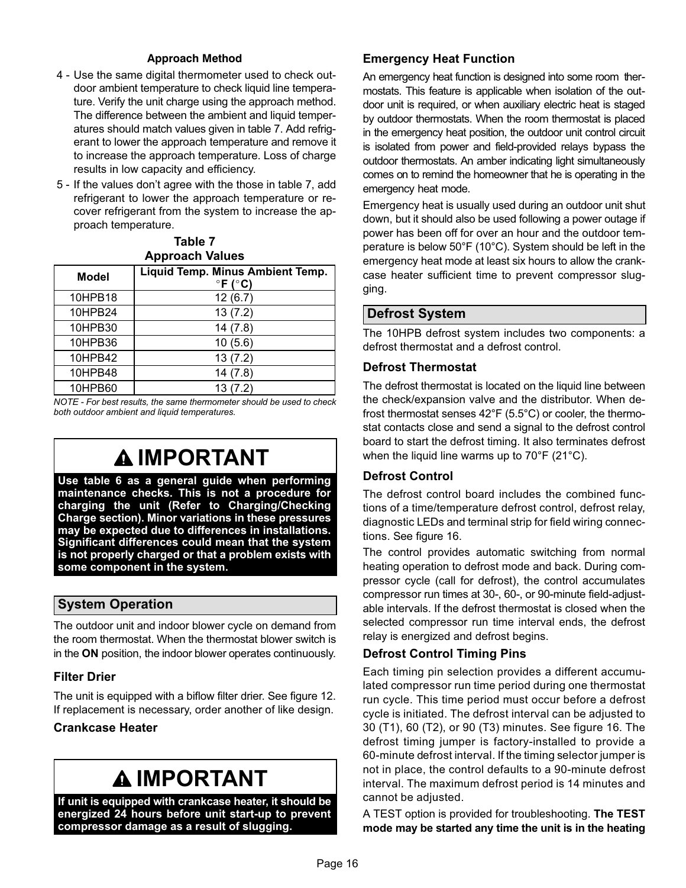**Approach Method**

4 - Use the same digital thermometer used to check outdoor ambient temperature to check liquid line temperature. Verify the unit charge using the approach method. The difference between the ambient and liquid temperatures should match values given in table 7. Add refrigerant to lower the approach temperature and remove it to increase the approach temperature. Loss of charge results in low capacity and efficiency.

5 - If the values don't agree with the those in table 7, add refrigerant to lower the approach temperature or recover refrigerant from the system to increase the approach temperature.

**Table 7**
**Approach Values**

| Model | Liquid Temp. Minus Ambient Temp. °F (°C) |
|---|---|
| 10HPB18 | 12 (6.7) |
| 10HPB24 | 13 (7.2) |
| 10HPB30 | 14 (7.8) |
| 10HPB36 | 10 (5.6) |
| 10HPB42 | 13 (7.2) |
| 10HPB48 | 14 (7.8) |
| 10HPB60 | 13 (7.2) |

*NOTE - For best results, the same thermometer should be used to check both outdoor ambient and liquid temperatures.*

## ⚠ IMPORTANT

**Use table 6 as a general guide when performing maintenance checks. This is not a procedure for charging the unit (Refer to Charging/Checking Charge section). Minor variations in these pressures may be expected due to differences in installations. Significant differences could mean that the system is not properly charged or that a problem exists with some component in the system.**

## System Operation

The outdoor unit and indoor blower cycle on demand from the room thermostat. When the thermostat blower switch is in the **ON** position, the indoor blower operates continuously.

### Filter Drier

The unit is equipped with a biflow filter drier. See figure 12. If replacement is necessary, order another of like design.

### Crankcase Heater

## ⚠ IMPORTANT

**If unit is equipped with crankcase heater, it should be energized 24 hours before unit start-up to prevent compressor damage as a result of slugging.**

### Emergency Heat Function

An emergency heat function is designed into some room thermostats. This feature is applicable when isolation of the outdoor unit is required, or when auxiliary electric heat is staged by outdoor thermostats. When the room thermostat is placed in the emergency heat position, the outdoor unit control circuit is isolated from power and field-provided relays bypass the outdoor thermostats. An amber indicating light simultaneously comes on to remind the homeowner that he is operating in the emergency heat mode.

Emergency heat is usually used during an outdoor unit shut down, but it should also be used following a power outage if power has been off for over an hour and the outdoor temperature is below 50°F (10°C). System should be left in the emergency heat mode at least six hours to allow the crankcase heater sufficient time to prevent compressor slugging.

## Defrost System

The 10HPB defrost system includes two components: a defrost thermostat and a defrost control.

### Defrost Thermostat

The defrost thermostat is located on the liquid line between the check/expansion valve and the distributor. When defrost thermostat senses 42°F (5.5°C) or cooler, the thermostat contacts close and send a signal to the defrost control board to start the defrost timing. It also terminates defrost when the liquid line warms up to 70°F (21°C).

### Defrost Control

The defrost control board includes the combined functions of a time/temperature defrost control, defrost relay, diagnostic LEDs and terminal strip for field wiring connections. See figure 16.

The control provides automatic switching from normal heating operation to defrost mode and back. During compressor cycle (call for defrost), the control accumulates compressor run times at 30-, 60-, or 90-minute field-adjustable intervals. If the defrost thermostat is closed when the selected compressor run time interval ends, the defrost relay is energized and defrost begins.

### Defrost Control Timing Pins

Each timing pin selection provides a different accumulated compressor run time period during one thermostat run cycle. This time period must occur before a defrost cycle is initiated. The defrost interval can be adjusted to 30 (T1), 60 (T2), or 90 (T3) minutes. See figure 16. The defrost timing jumper is factory-installed to provide a 60-minute defrost interval. If the timing selector jumper is not in place, the control defaults to a 90-minute defrost interval. The maximum defrost period is 14 minutes and cannot be adjusted.

A TEST option is provided for troubleshooting. **The TEST mode may be started any time the unit is in the heating**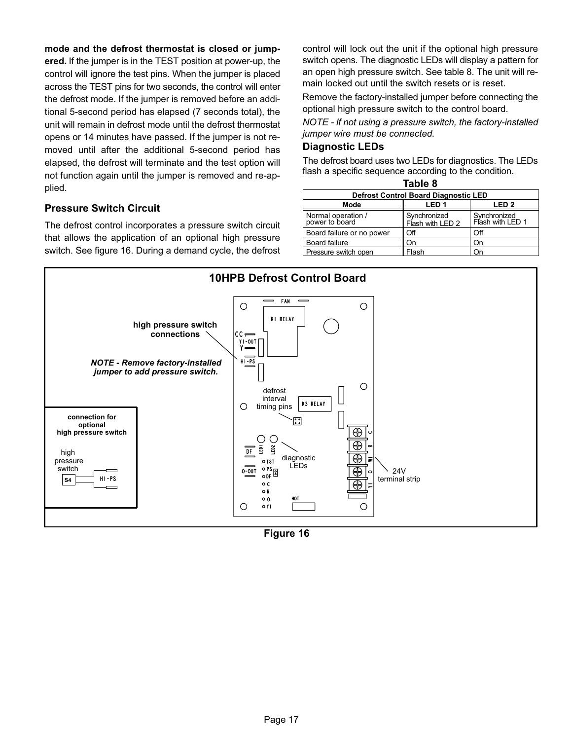**mode and the defrost thermostat is closed or jumpered.** If the jumper is in the TEST position at power-up, the control will ignore the test pins. When the jumper is placed across the TEST pins for two seconds, the control will enter the defrost mode. If the jumper is removed before an additional 5-second period has elapsed (7 seconds total), the unit will remain in defrost mode until the defrost thermostat opens or 14 minutes have passed. If the jumper is not removed until after the additional 5-second period has elapsed, the defrost will terminate and the test option will not function again until the jumper is removed and re-applied.

### Pressure Switch Circuit

The defrost control incorporates a pressure switch circuit that allows the application of an optional high pressure switch. See figure 16. During a demand cycle, the defrost control will lock out the unit if the optional high pressure switch opens. The diagnostic LEDs will display a pattern for an open high pressure switch. See table 8. The unit will remain locked out until the switch resets or is reset.

Remove the factory-installed jumper before connecting the optional high pressure switch to the control board.

*NOTE - If not using a pressure switch, the factory-installed jumper wire must be connected.*

### Diagnostic LEDs

The defrost board uses two LEDs for diagnostics. The LEDs flash a specific sequence according to the condition.

**Table 8**

**Defrost Control Board Diagnostic LED**

| Mode | LED 1 | LED 2 |
|---|---|---|
| Normal operation / power to board | Synchronized Flash with LED 2 | Synchronized Flash with LED 1 |
| Board failure or no power | Off | Off |
| Board failure | On | On |
| Pressure switch open | Flash | On |

**10HPB Defrost Control Board**

high pressure switch connections

*NOTE - Remove factory-installed jumper to add pressure switch.*

connection for optional high pressure switch

high pressure switch S4 HI-PS

FAN, K1 RELAY, CC, Y1-OUT, Y, HI-PS, defrost interval timing pins, K3 RELAY, DF, LED1, LED2, diagnostic LEDs, O-OUT, TST, PS, DF, C, R, O, Y1, HOT, 24V terminal strip (C, R, W1, O, Y1)

**Figure 16**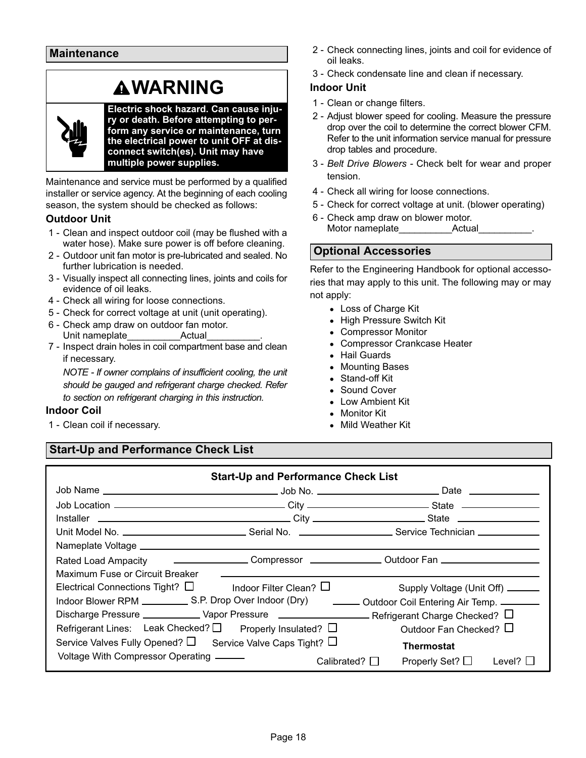## Maintenance

**WARNING**

**Electric shock hazard. Can cause injury or death. Before attempting to perform any service or maintenance, turn the electrical power to unit OFF at disconnect switch(es). Unit may have multiple power supplies.**

Maintenance and service must be performed by a qualified installer or service agency. At the beginning of each cooling season, the system should be checked as follows:

### Outdoor Unit

1 - Clean and inspect outdoor coil (may be flushed with a water hose). Make sure power is off before cleaning.
2 - Outdoor unit fan motor is pre-lubricated and sealed. No further lubrication is needed.
3 - Visually inspect all connecting lines, joints and coils for evidence of oil leaks.
4 - Check all wiring for loose connections.
5 - Check for correct voltage at unit (unit operating).
6 - Check amp draw on outdoor fan motor.
Unit nameplate__________Actual__________.
7 - Inspect drain holes in coil compartment base and clean if necessary.

*NOTE - If owner complains of insufficient cooling, the unit should be gauged and refrigerant charge checked. Refer to section on refrigerant charging in this instruction.*

### Indoor Coil

1 - Clean coil if necessary.
2 - Check connecting lines, joints and coil for evidence of oil leaks.
3 - Check condensate line and clean if necessary.

### Indoor Unit

1 - Clean or change filters.
2 - Adjust blower speed for cooling. Measure the pressure drop over the coil to determine the correct blower CFM. Refer to the unit information service manual for pressure drop tables and procedure.
3 - *Belt Drive Blowers* - Check belt for wear and proper tension.
4 - Check all wiring for loose connections.
5 - Check for correct voltage at unit. (blower operating)
6 - Check amp draw on blower motor.
Motor nameplate__________Actual__________.

## Optional Accessories

Refer to the Engineering Handbook for optional accessories that may apply to this unit. The following may or may not apply:

- Loss of Charge Kit
- High Pressure Switch Kit
- Compressor Monitor
- Compressor Crankcase Heater
- Hail Guards
- Mounting Bases
- Stand-off Kit
- Sound Cover
- Low Ambient Kit
- Monitor Kit
- Mild Weather Kit

## Start-Up and Performance Check List

**Start-Up and Performance Check List**

Job Name ______________________ Job No. ______________________ Date ______________

Job Location ______________________ City ______________________ State ______________

Installer ______________________ City ______________________ State ______________

Unit Model No. ______________________ Serial No. ______________________ Service Technician ______________

Nameplate Voltage ______________________

Rated Load Ampacity ______________ Compressor ______________ Outdoor Fan ______________

Maximum Fuse or Circuit Breaker ______________________

Electrical Connections Tight? ☐ Indoor Filter Clean? ☐ Supply Voltage (Unit Off) ________

Indoor Blower RPM __________ S.P. Drop Over Indoor (Dry) ______ Outdoor Coil Entering Air Temp. ________

Discharge Pressure __________ Vapor Pressure ______________ Refrigerant Charge Checked? ☐

Refrigerant Lines: Leak Checked? ☐ Properly Insulated? ☐ Outdoor Fan Checked? ☐

Service Valves Fully Opened? ☐ Service Valve Caps Tight? ☐

**Thermostat**

Voltage With Compressor Operating ______ Calibrated? ☐ Properly Set? ☐ Level? ☐